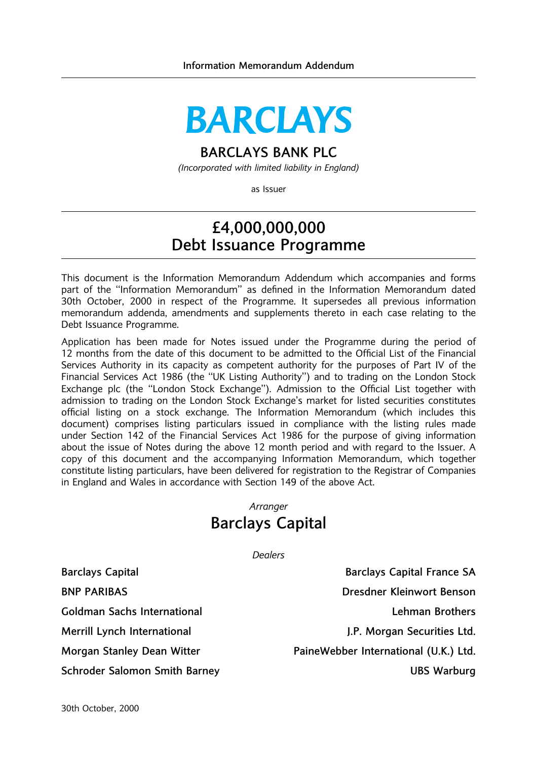Information Memorandum Addendum

# BARCLAYS

## BARCLAYS BANK PLC

*(Incorporated with limited liability in England)*

as Issuer

# £4,000,000,000
# Debt Issuance Programme

This document is the Information Memorandum Addendum which accompanies and forms part of the "Information Memorandum" as defined in the Information Memorandum dated 30th October, 2000 in respect of the Programme. It supersedes all previous information memorandum addenda, amendments and supplements thereto in each case relating to the Debt Issuance Programme.

Application has been made for Notes issued under the Programme during the period of 12 months from the date of this document to be admitted to the Official List of the Financial Services Authority in its capacity as competent authority for the purposes of Part IV of the Financial Services Act 1986 (the "UK Listing Authority") and to trading on the London Stock Exchange plc (the "London Stock Exchange"). Admission to the Official List together with admission to trading on the London Stock Exchange's market for listed securities constitutes official listing on a stock exchange. The Information Memorandum (which includes this document) comprises listing particulars issued in compliance with the listing rules made under Section 142 of the Financial Services Act 1986 for the purpose of giving information about the issue of Notes during the above 12 month period and with regard to the Issuer. A copy of this document and the accompanying Information Memorandum, which together constitute listing particulars, have been delivered for registration to the Registrar of Companies in England and Wales in accordance with Section 149 of the above Act.

*Arranger*

## Barclays Capital

*Dealers*

**Barclays Capital**

**Barclays Capital France SA**

**BNP PARIBAS**

**Dresdner Kleinwort Benson**

**Goldman Sachs International**

**Lehman Brothers**

**Merrill Lynch International**

**J.P. Morgan Securities Ltd.**

**Morgan Stanley Dean Witter**

**PaineWebber International (U.K.) Ltd.**

**Schroder Salomon Smith Barney**

**UBS Warburg**

30th October, 2000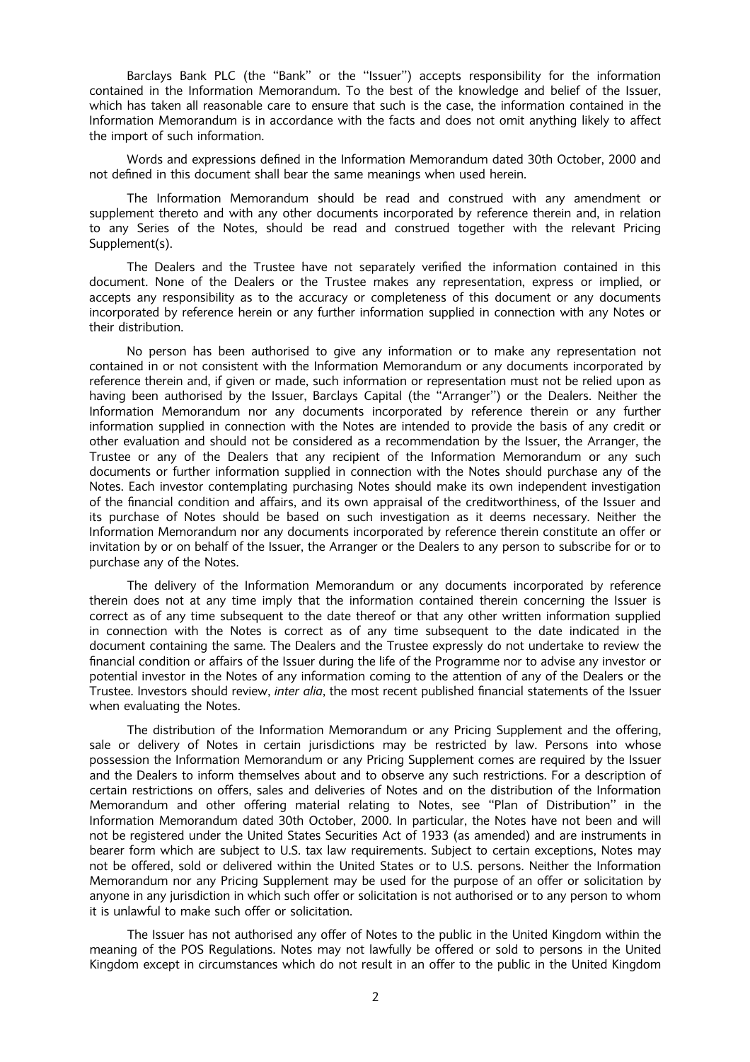Barclays Bank PLC (the "Bank" or the "Issuer") accepts responsibility for the information contained in the Information Memorandum. To the best of the knowledge and belief of the Issuer, which has taken all reasonable care to ensure that such is the case, the information contained in the Information Memorandum is in accordance with the facts and does not omit anything likely to affect the import of such information.

Words and expressions defined in the Information Memorandum dated 30th October, 2000 and not defined in this document shall bear the same meanings when used herein.

The Information Memorandum should be read and construed with any amendment or supplement thereto and with any other documents incorporated by reference therein and, in relation to any Series of the Notes, should be read and construed together with the relevant Pricing Supplement(s).

The Dealers and the Trustee have not separately verified the information contained in this document. None of the Dealers or the Trustee makes any representation, express or implied, or accepts any responsibility as to the accuracy or completeness of this document or any documents incorporated by reference herein or any further information supplied in connection with any Notes or their distribution.

No person has been authorised to give any information or to make any representation not contained in or not consistent with the Information Memorandum or any documents incorporated by reference therein and, if given or made, such information or representation must not be relied upon as having been authorised by the Issuer, Barclays Capital (the "Arranger") or the Dealers. Neither the Information Memorandum nor any documents incorporated by reference therein or any further information supplied in connection with the Notes are intended to provide the basis of any credit or other evaluation and should not be considered as a recommendation by the Issuer, the Arranger, the Trustee or any of the Dealers that any recipient of the Information Memorandum or any such documents or further information supplied in connection with the Notes should purchase any of the Notes. Each investor contemplating purchasing Notes should make its own independent investigation of the financial condition and affairs, and its own appraisal of the creditworthiness, of the Issuer and its purchase of Notes should be based on such investigation as it deems necessary. Neither the Information Memorandum nor any documents incorporated by reference therein constitute an offer or invitation by or on behalf of the Issuer, the Arranger or the Dealers to any person to subscribe for or to purchase any of the Notes.

The delivery of the Information Memorandum or any documents incorporated by reference therein does not at any time imply that the information contained therein concerning the Issuer is correct as of any time subsequent to the date thereof or that any other written information supplied in connection with the Notes is correct as of any time subsequent to the date indicated in the document containing the same. The Dealers and the Trustee expressly do not undertake to review the financial condition or affairs of the Issuer during the life of the Programme nor to advise any investor or potential investor in the Notes of any information coming to the attention of any of the Dealers or the Trustee. Investors should review, *inter alia*, the most recent published financial statements of the Issuer when evaluating the Notes.

The distribution of the Information Memorandum or any Pricing Supplement and the offering, sale or delivery of Notes in certain jurisdictions may be restricted by law. Persons into whose possession the Information Memorandum or any Pricing Supplement comes are required by the Issuer and the Dealers to inform themselves about and to observe any such restrictions. For a description of certain restrictions on offers, sales and deliveries of Notes and on the distribution of the Information Memorandum and other offering material relating to Notes, see "Plan of Distribution" in the Information Memorandum dated 30th October, 2000. In particular, the Notes have not been and will not be registered under the United States Securities Act of 1933 (as amended) and are instruments in bearer form which are subject to U.S. tax law requirements. Subject to certain exceptions, Notes may not be offered, sold or delivered within the United States or to U.S. persons. Neither the Information Memorandum nor any Pricing Supplement may be used for the purpose of an offer or solicitation by anyone in any jurisdiction in which such offer or solicitation is not authorised or to any person to whom it is unlawful to make such offer or solicitation.

The Issuer has not authorised any offer of Notes to the public in the United Kingdom within the meaning of the POS Regulations. Notes may not lawfully be offered or sold to persons in the United Kingdom except in circumstances which do not result in an offer to the public in the United Kingdom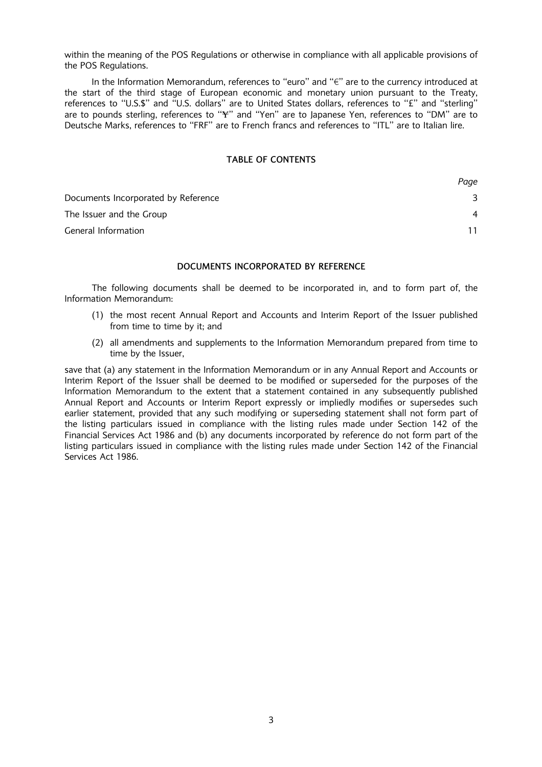within the meaning of the POS Regulations or otherwise in compliance with all applicable provisions of the POS Regulations.

In the Information Memorandum, references to "euro" and "€" are to the currency introduced at the start of the third stage of European economic and monetary union pursuant to the Treaty, references to "U.S.$" and "U.S. dollars" are to United States dollars, references to "£" and "sterling" are to pounds sterling, references to "¥" and "Yen" are to Japanese Yen, references to "DM" are to Deutsche Marks, references to "FRF" are to French francs and references to "ITL" are to Italian lire.

## TABLE OF CONTENTS

| | *Page* |
|---|---|
| Documents Incorporated by Reference | 3 |
| The Issuer and the Group | 4 |
| General Information | 11 |

## DOCUMENTS INCORPORATED BY REFERENCE

The following documents shall be deemed to be incorporated in, and to form part of, the Information Memorandum:

(1) the most recent Annual Report and Accounts and Interim Report of the Issuer published from time to time by it; and

(2) all amendments and supplements to the Information Memorandum prepared from time to time by the Issuer,

save that (a) any statement in the Information Memorandum or in any Annual Report and Accounts or Interim Report of the Issuer shall be deemed to be modified or superseded for the purposes of the Information Memorandum to the extent that a statement contained in any subsequently published Annual Report and Accounts or Interim Report expressly or impliedly modifies or supersedes such earlier statement, provided that any such modifying or superseding statement shall not form part of the listing particulars issued in compliance with the listing rules made under Section 142 of the Financial Services Act 1986 and (b) any documents incorporated by reference do not form part of the listing particulars issued in compliance with the listing rules made under Section 142 of the Financial Services Act 1986.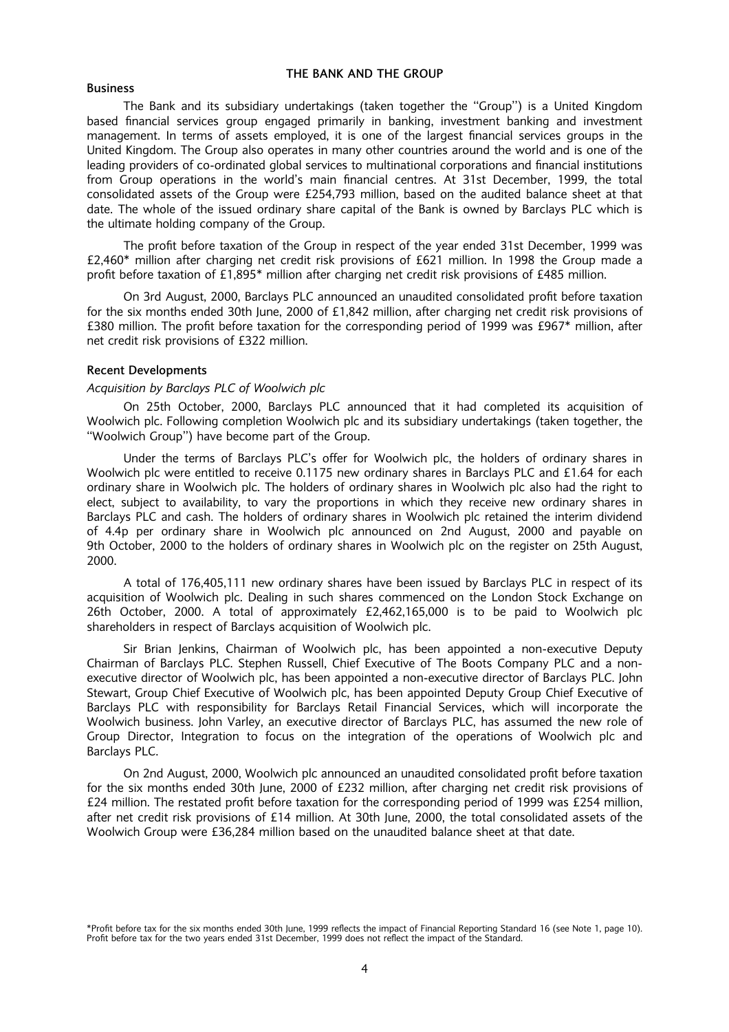## THE BANK AND THE GROUP

### Business

The Bank and its subsidiary undertakings (taken together the "Group") is a United Kingdom based financial services group engaged primarily in banking, investment banking and investment management. In terms of assets employed, it is one of the largest financial services groups in the United Kingdom. The Group also operates in many other countries around the world and is one of the leading providers of co-ordinated global services to multinational corporations and financial institutions from Group operations in the world's main financial centres. At 31st December, 1999, the total consolidated assets of the Group were £254,793 million, based on the audited balance sheet at that date. The whole of the issued ordinary share capital of the Bank is owned by Barclays PLC which is the ultimate holding company of the Group.

The profit before taxation of the Group in respect of the year ended 31st December, 1999 was £2,460* million after charging net credit risk provisions of £621 million. In 1998 the Group made a profit before taxation of £1,895* million after charging net credit risk provisions of £485 million.

On 3rd August, 2000, Barclays PLC announced an unaudited consolidated profit before taxation for the six months ended 30th June, 2000 of £1,842 million, after charging net credit risk provisions of £380 million. The profit before taxation for the corresponding period of 1999 was £967* million, after net credit risk provisions of £322 million.

### Recent Developments

*Acquisition by Barclays PLC of Woolwich plc*

On 25th October, 2000, Barclays PLC announced that it had completed its acquisition of Woolwich plc. Following completion Woolwich plc and its subsidiary undertakings (taken together, the "Woolwich Group") have become part of the Group.

Under the terms of Barclays PLC's offer for Woolwich plc, the holders of ordinary shares in Woolwich plc were entitled to receive 0.1175 new ordinary shares in Barclays PLC and £1.64 for each ordinary share in Woolwich plc. The holders of ordinary shares in Woolwich plc also had the right to elect, subject to availability, to vary the proportions in which they receive new ordinary shares in Barclays PLC and cash. The holders of ordinary shares in Woolwich plc retained the interim dividend of 4.4p per ordinary share in Woolwich plc announced on 2nd August, 2000 and payable on 9th October, 2000 to the holders of ordinary shares in Woolwich plc on the register on 25th August, 2000.

A total of 176,405,111 new ordinary shares have been issued by Barclays PLC in respect of its acquisition of Woolwich plc. Dealing in such shares commenced on the London Stock Exchange on 26th October, 2000. A total of approximately £2,462,165,000 is to be paid to Woolwich plc shareholders in respect of Barclays acquisition of Woolwich plc.

Sir Brian Jenkins, Chairman of Woolwich plc, has been appointed a non-executive Deputy Chairman of Barclays PLC. Stephen Russell, Chief Executive of The Boots Company PLC and a non-executive director of Woolwich plc, has been appointed a non-executive director of Barclays PLC. John Stewart, Group Chief Executive of Woolwich plc, has been appointed Deputy Group Chief Executive of Barclays PLC with responsibility for Barclays Retail Financial Services, which will incorporate the Woolwich business. John Varley, an executive director of Barclays PLC, has assumed the new role of Group Director, Integration to focus on the integration of the operations of Woolwich plc and Barclays PLC.

On 2nd August, 2000, Woolwich plc announced an unaudited consolidated profit before taxation for the six months ended 30th June, 2000 of £232 million, after charging net credit risk provisions of £24 million. The restated profit before taxation for the corresponding period of 1999 was £254 million, after net credit risk provisions of £14 million. At 30th June, 2000, the total consolidated assets of the Woolwich Group were £36,284 million based on the unaudited balance sheet at that date.

*Profit before tax for the six months ended 30th June, 1999 reflects the impact of Financial Reporting Standard 16 (see Note 1, page 10). Profit before tax for the two years ended 31st December, 1999 does not reflect the impact of the Standard.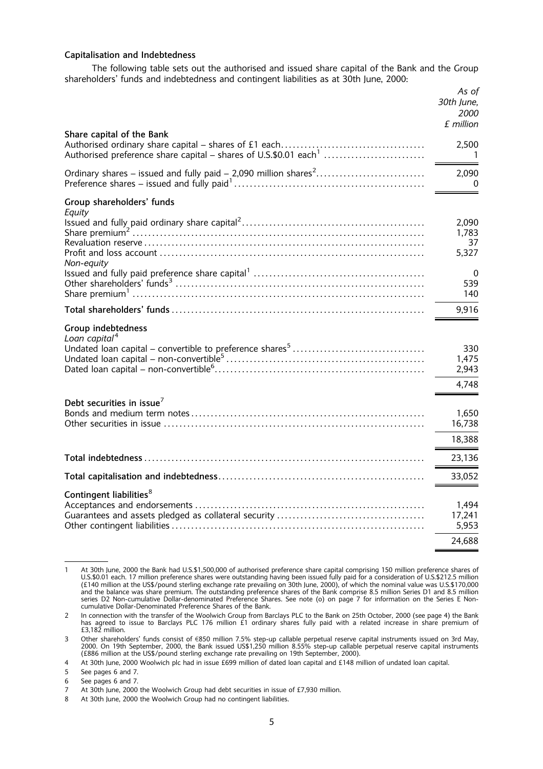### Capitalisation and Indebtedness

The following table sets out the authorised and issued share capital of the Bank and the Group shareholders' funds and indebtedness and contingent liabilities as at 30th June, 2000:

| | *As of 30th June, 2000 £ million* |
|---|---|
| **Share capital of the Bank** | |
| Authorised ordinary share capital – shares of £1 each | 2,500 |
| Authorised preference share capital – shares of U.S.$0.01 each[1] | 1 |
| Ordinary shares – issued and fully paid – 2,090 million shares[2] | 2,090 |
| Preference shares – issued and fully paid[1] | 0 |
| **Group shareholders' funds** | |
| *Equity* | |
| Issued and fully paid ordinary share capital[2] | 2,090 |
| Share premium[2] | 1,783 |
| Revaluation reserve | 37 |
| Profit and loss account | 5,327 |
| *Non-equity* | |
| Issued and fully paid preference share capital[1] | 0 |
| Other shareholders' funds[3] | 539 |
| Share premium[1] | 140 |
| **Total shareholders' funds** | 9,916 |
| **Group indebtedness** | |
| *Loan capital*[4] | |
| Undated loan capital – convertible to preference shares[5] | 330 |
| Undated loan capital – non-convertible[5] | 1,475 |
| Dated loan capital – non-convertible[6] | 2,943 |
| | 4,748 |
| **Debt securities in issue**[7] | |
| Bonds and medium term notes | 1,650 |
| Other securities in issue | 16,738 |
| | 18,388 |
| **Total indebtedness** | 23,136 |
| **Total capitalisation and indebtedness** | 33,052 |
| **Contingent liabilities**[8] | |
| Acceptances and endorsements | 1,494 |
| Guarantees and assets pledged as collateral security | 17,241 |
| Other contingent liabilities | 5,953 |
| | 24,688 |

1 At 30th June, 2000 the Bank had U.S.$1,500,000 of authorised preference share capital comprising 150 million preference shares of U.S.$0.01 each. 17 million preference shares were outstanding having been issued fully paid for a consideration of U.S.$212.5 million (£140 million at the US$/pound sterling exchange rate prevailing on 30th June, 2000), of which the nominal value was U.S.$170,000 and the balance was share premium. The outstanding preference shares of the Bank comprise 8.5 million Series D1 and 8.5 million series D2 Non-cumulative Dollar-denominated Preference Shares. See note (o) on page 7 for information on the Series E Non-cumulative Dollar-Denominated Preference Shares of the Bank.

2 In connection with the transfer of the Woolwich Group from Barclays PLC to the Bank on 25th October, 2000 (see page 4) the Bank has agreed to issue to Barclays PLC 176 million £1 ordinary shares fully paid with a related increase in share premium of £3,182 million.

3 Other shareholders' funds consist of €850 million 7.5% step-up callable perpetual reserve capital instruments issued on 3rd May, 2000. On 19th September, 2000, the Bank issued US$1,250 million 8.55% step-up callable perpetual reserve capital instruments (£886 million at the US$/pound sterling exchange rate prevailing on 19th September, 2000).

4 At 30th June, 2000 Woolwich plc had in issue £699 million of dated loan capital and £148 million of undated loan capital.

5 See pages 6 and 7.

6 See pages 6 and 7.

7 At 30th June, 2000 the Woolwich Group had debt securities in issue of £7,930 million.

8 At 30th June, 2000 the Woolwich Group had no contingent liabilities.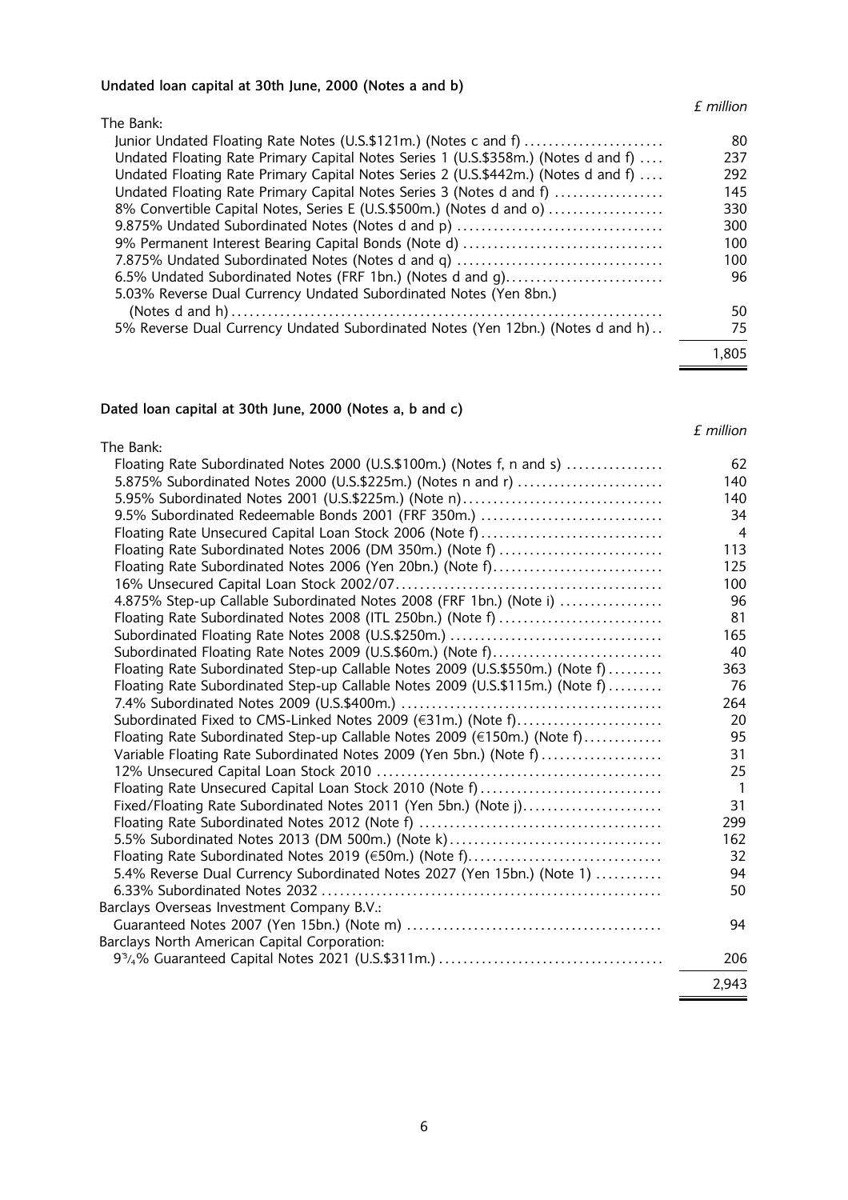**Undated loan capital at 30th June, 2000 (Notes a and b)**

| | *£ million* |
|---|---|
| The Bank: | |
| Junior Undated Floating Rate Notes (U.S.$121m.) (Notes c and f) | 80 |
| Undated Floating Rate Primary Capital Notes Series 1 (U.S.$358m.) (Notes d and f) | 237 |
| Undated Floating Rate Primary Capital Notes Series 2 (U.S.$442m.) (Notes d and f) | 292 |
| Undated Floating Rate Primary Capital Notes Series 3 (Notes d and f) | 145 |
| 8% Convertible Capital Notes, Series E (U.S.$500m.) (Notes d and o) | 330 |
| 9.875% Undated Subordinated Notes (Notes d and p) | 300 |
| 9% Permanent Interest Bearing Capital Bonds (Note d) | 100 |
| 7.875% Undated Subordinated Notes (Notes d and q) | 100 |
| 6.5% Undated Subordinated Notes (FRF 1bn.) (Notes d and g) | 96 |
| 5.03% Reverse Dual Currency Undated Subordinated Notes (Yen 8bn.) (Notes d and h) | 50 |
| 5% Reverse Dual Currency Undated Subordinated Notes (Yen 12bn.) (Notes d and h) | 75 |
| | 1,805 |

**Dated loan capital at 30th June, 2000 (Notes a, b and c)**

| | *£ million* |
|---|---|
| The Bank: | |
| Floating Rate Subordinated Notes 2000 (U.S.$100m.) (Notes f, n and s) | 62 |
| 5.875% Subordinated Notes 2000 (U.S.$225m.) (Notes n and r) | 140 |
| 5.95% Subordinated Notes 2001 (U.S.$225m.) (Note n) | 140 |
| 9.5% Subordinated Redeemable Bonds 2001 (FRF 350m.) | 34 |
| Floating Rate Unsecured Capital Loan Stock 2006 (Note f) | 4 |
| Floating Rate Subordinated Notes 2006 (DM 350m.) (Note f) | 113 |
| Floating Rate Subordinated Notes 2006 (Yen 20bn.) (Note f) | 125 |
| 16% Unsecured Capital Loan Stock 2002/07 | 100 |
| 4.875% Step-up Callable Subordinated Notes 2008 (FRF 1bn.) (Note i) | 96 |
| Floating Rate Subordinated Notes 2008 (ITL 250bn.) (Note f) | 81 |
| Subordinated Floating Rate Notes 2008 (U.S.$250m.) | 165 |
| Subordinated Floating Rate Notes 2009 (U.S.$60m.) (Note f) | 40 |
| Floating Rate Subordinated Step-up Callable Notes 2009 (U.S.$550m.) (Note f) | 363 |
| Floating Rate Subordinated Step-up Callable Notes 2009 (U.S.$115m.) (Note f) | 76 |
| 7.4% Subordinated Notes 2009 (U.S.$400m.) | 264 |
| Subordinated Fixed to CMS-Linked Notes 2009 (€31m.) (Note f) | 20 |
| Floating Rate Subordinated Step-up Callable Notes 2009 (€150m.) (Note f) | 95 |
| Variable Floating Rate Subordinated Notes 2009 (Yen 5bn.) (Note f) | 31 |
| 12% Unsecured Capital Loan Stock 2010 | 25 |
| Floating Rate Unsecured Capital Loan Stock 2010 (Note f) | 1 |
| Fixed/Floating Rate Subordinated Notes 2011 (Yen 5bn.) (Note j) | 31 |
| Floating Rate Subordinated Notes 2012 (Note f) | 299 |
| 5.5% Subordinated Notes 2013 (DM 500m.) (Note k) | 162 |
| Floating Rate Subordinated Notes 2019 (€50m.) (Note f) | 32 |
| 5.4% Reverse Dual Currency Subordinated Notes 2027 (Yen 15bn.) (Note l) | 94 |
| 6.33% Subordinated Notes 2032 | 50 |
| Barclays Overseas Investment Company B.V.: | |
| Guaranteed Notes 2007 (Yen 15bn.) (Note m) | 94 |
| Barclays North American Capital Corporation: | |
| 9¾% Guaranteed Capital Notes 2021 (U.S.$311m.) | 206 |
| | 2,943 |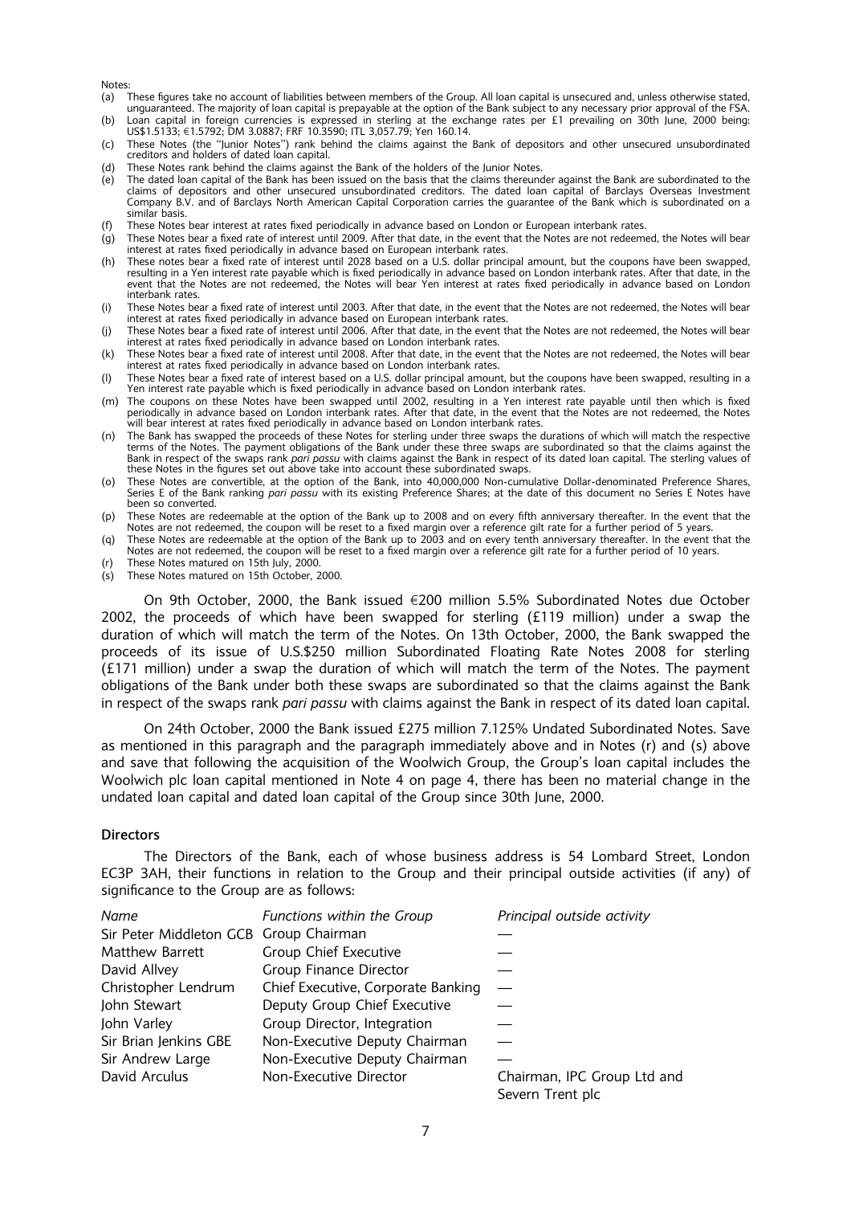Notes:

(a) These figures take no account of liabilities between members of the Group. All loan capital is unsecured and, unless otherwise stated, unguaranteed. The majority of loan capital is prepayable at the option of the Bank subject to any necessary prior approval of the FSA.

(b) Loan capital in foreign currencies is expressed in sterling at the exchange rates per £1 prevailing on 30th June, 2000 being: US$1.5133; €1.5792; DM 3.0887; FRF 10.3590; ITL 3,057.79; Yen 160.14.

(c) These Notes (the "Junior Notes") rank behind the claims against the Bank of depositors and other unsecured unsubordinated creditors and holders of dated loan capital.

(d) These Notes rank behind the claims against the Bank of the holders of the Junior Notes.

(e) The dated loan capital of the Bank has been issued on the basis that the claims thereunder against the Bank are subordinated to the claims of depositors and other unsecured unsubordinated creditors. The dated loan capital of Barclays Overseas Investment Company B.V. and of Barclays North American Capital Corporation carries the guarantee of the Bank which is subordinated on a similar basis.

(f) These Notes bear interest at rates fixed periodically in advance based on London or European interbank rates.

(g) These Notes bear a fixed rate of interest until 2009. After that date, in the event that the Notes are not redeemed, the Notes will bear interest at rates fixed periodically in advance based on European interbank rates.

(h) These notes bear a fixed rate of interest until 2028 based on a U.S. dollar principal amount, but the coupons have been swapped, resulting in a Yen interest rate payable which is fixed periodically in advance based on London interbank rates. After that date, in the event that the Notes are not redeemed, the Notes will bear Yen interest at rates fixed periodically in advance based on London interbank rates.

(i) These Notes bear a fixed rate of interest until 2003. After that date, in the event that the Notes are not redeemed, the Notes will bear interest at rates fixed periodically in advance based on European interbank rates.

(j) These Notes bear a fixed rate of interest until 2006. After that date, in the event that the Notes are not redeemed, the Notes will bear interest at rates fixed periodically in advance based on London interbank rates.

(k) These Notes bear a fixed rate of interest until 2008. After that date, in the event that the Notes are not redeemed, the Notes will bear interest at rates fixed periodically in advance based on London interbank rates.

(l) These Notes bear a fixed rate of interest based on a U.S. dollar principal amount, but the coupons have been swapped, resulting in a Yen interest rate payable which is fixed periodically in advance based on London interbank rates.

(m) The coupons on these Notes have been swapped until 2002, resulting in a Yen interest rate payable until then which is fixed periodically in advance based on London interbank rates. After that date, in the event that the Notes are not redeemed, the Notes will bear interest at rates fixed periodically in advance based on London interbank rates.

(n) The Bank has swapped the proceeds of these Notes for sterling under three swaps the durations of which will match the respective terms of the Notes. The payment obligations of the Bank under these three swaps are subordinated so that the claims against the Bank in respect of the swaps rank *pari passu* with claims against the Bank in respect of its dated loan capital. The sterling values of these Notes in the figures set out above take into account these subordinated swaps.

(o) These Notes are convertible, at the option of the Bank, into 40,000,000 Non-cumulative Dollar-denominated Preference Shares, Series E of the Bank ranking *pari passu* with its existing Preference Shares; at the date of this document no Series E Notes have been so converted.

(p) These Notes are redeemable at the option of the Bank up to 2008 and on every fifth anniversary thereafter. In the event that the Notes are not redeemed, the coupon will be reset to a fixed margin over a reference gilt rate for a further period of 5 years.

(q) These Notes are redeemable at the option of the Bank up to 2003 and on every tenth anniversary thereafter. In the event that the Notes are not redeemed, the coupon will be reset to a fixed margin over a reference gilt rate for a further period of 10 years.

(r) These Notes matured on 15th July, 2000.

(s) These Notes matured on 15th October, 2000.

On 9th October, 2000, the Bank issued €200 million 5.5% Subordinated Notes due October 2002, the proceeds of which have been swapped for sterling (£119 million) under a swap the duration of which will match the term of the Notes. On 13th October, 2000, the Bank swapped the proceeds of its issue of U.S.$250 million Subordinated Floating Rate Notes 2008 for sterling (£171 million) under a swap the duration of which will match the term of the Notes. The payment obligations of the Bank under both these swaps are subordinated so that the claims against the Bank in respect of the swaps rank *pari passu* with claims against the Bank in respect of its dated loan capital.

On 24th October, 2000 the Bank issued £275 million 7.125% Undated Subordinated Notes. Save as mentioned in this paragraph and the paragraph immediately above and in Notes (r) and (s) above and save that following the acquisition of the Woolwich Group, the Group's loan capital includes the Woolwich plc loan capital mentioned in Note 4 on page 4, there has been no material change in the undated loan capital and dated loan capital of the Group since 30th June, 2000.

### Directors

The Directors of the Bank, each of whose business address is 54 Lombard Street, London EC3P 3AH, their functions in relation to the Group and their principal outside activities (if any) of significance to the Group are as follows:

| *Name* | *Functions within the Group* | *Principal outside activity* |
|---|---|---|
| Sir Peter Middleton GCB | Group Chairman | — |
| Matthew Barrett | Group Chief Executive | — |
| David Allvey | Group Finance Director | — |
| Christopher Lendrum | Chief Executive, Corporate Banking | — |
| John Stewart | Deputy Group Chief Executive | — |
| John Varley | Group Director, Integration | — |
| Sir Brian Jenkins GBE | Non-Executive Deputy Chairman | — |
| Sir Andrew Large | Non-Executive Deputy Chairman | — |
| David Arculus | Non-Executive Director | Chairman, IPC Group Ltd and Severn Trent plc |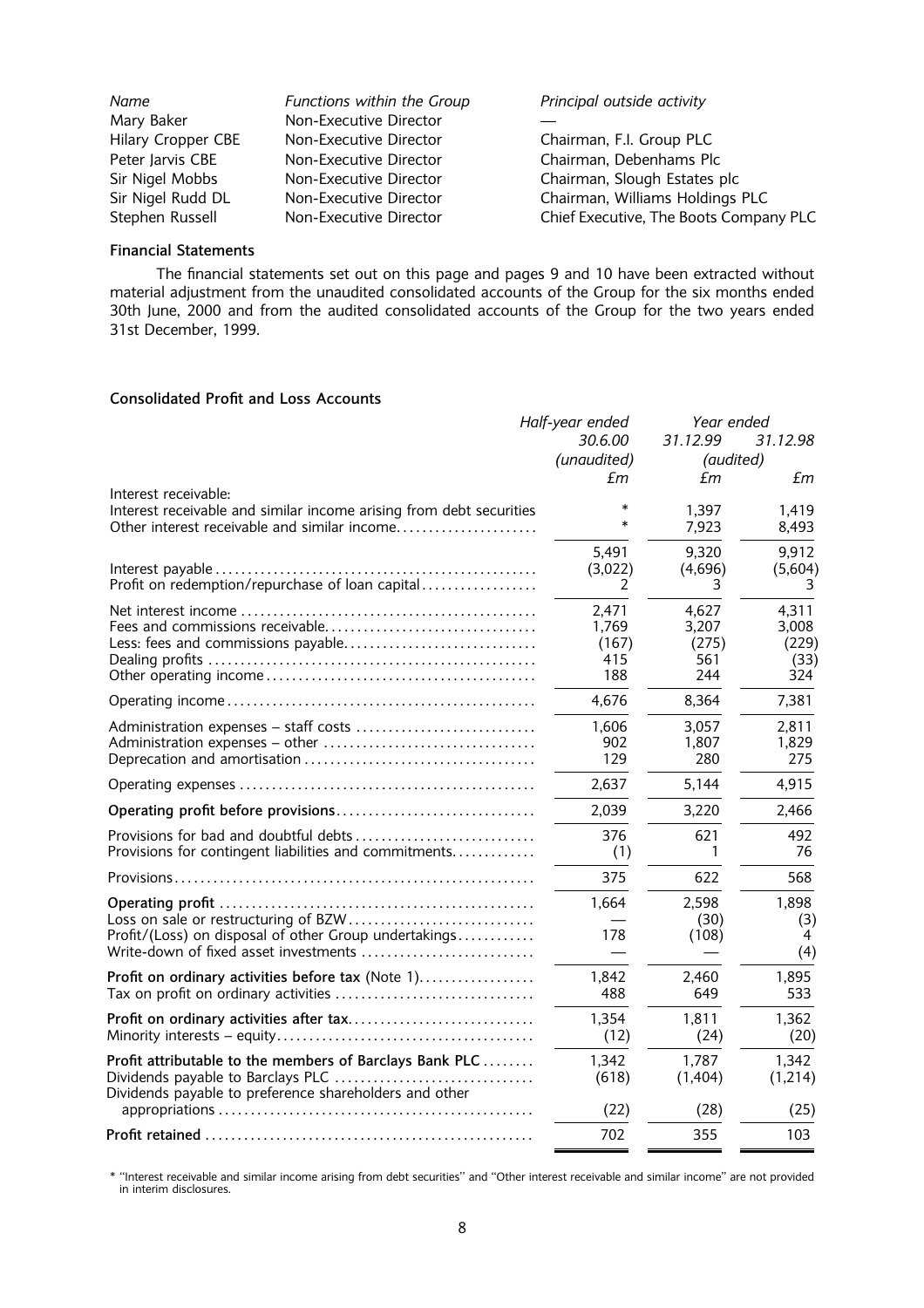| *Name* | *Functions within the Group* | *Principal outside activity* |
|---|---|---|
| Mary Baker | Non-Executive Director | — |
| Hilary Cropper CBE | Non-Executive Director | Chairman, F.I. Group PLC |
| Peter Jarvis CBE | Non-Executive Director | Chairman, Debenhams Plc |
| Sir Nigel Mobbs | Non-Executive Director | Chairman, Slough Estates plc |
| Sir Nigel Rudd DL | Non-Executive Director | Chairman, Williams Holdings PLC |
| Stephen Russell | Non-Executive Director | Chief Executive, The Boots Company PLC |

### Financial Statements

The financial statements set out on this page and pages 9 and 10 have been extracted without material adjustment from the unaudited consolidated accounts of the Group for the six months ended 30th June, 2000 and from the audited consolidated accounts of the Group for the two years ended 31st December, 1999.

### Consolidated Profit and Loss Accounts

| | *Half-year ended* | *Year ended* | |
|---|---|---|---|
| | *30.6.00* | *31.12.99* | *31.12.98* |
| | *(unaudited)* | *(audited)* | |
| | *£m* | *£m* | *£m* |
| Interest receivable: | | | |
| Interest receivable and similar income arising from debt securities | * | 1,397 | 1,419 |
| Other interest receivable and similar income | * | 7,923 | 8,493 |
| | 5,491 | 9,320 | 9,912 |
| Interest payable | (3,022) | (4,696) | (5,604) |
| Profit on redemption/repurchase of loan capital | 2 | 3 | 3 |
| Net interest income | 2,471 | 4,627 | 4,311 |
| Fees and commissions receivable | 1,769 | 3,207 | 3,008 |
| Less: fees and commissions payable | (167) | (275) | (229) |
| Dealing profits | 415 | 561 | (33) |
| Other operating income | 188 | 244 | 324 |
| Operating income | 4,676 | 8,364 | 7,381 |
| Administration expenses – staff costs | 1,606 | 3,057 | 2,811 |
| Administration expenses – other | 902 | 1,807 | 1,829 |
| Deprecation and amortisation | 129 | 280 | 275 |
| Operating expenses | 2,637 | 5,144 | 4,915 |
| **Operating profit before provisions** | 2,039 | 3,220 | 2,466 |
| Provisions for bad and doubtful debts | 376 | 621 | 492 |
| Provisions for contingent liabilities and commitments | (1) | 1 | 76 |
| Provisions | 375 | 622 | 568 |
| **Operating profit** | 1,664 | 2,598 | 1,898 |
| Loss on sale or restructuring of BZW | — | (30) | (3) |
| Profit/(Loss) on disposal of other Group undertakings | 178 | (108) | 4 |
| Write-down of fixed asset investments | — | — | (4) |
| **Profit on ordinary activities before tax** (Note 1) | 1,842 | 2,460 | 1,895 |
| Tax on profit on ordinary activities | 488 | 649 | 533 |
| **Profit on ordinary activities after tax** | 1,354 | 1,811 | 1,362 |
| Minority interests – equity | (12) | (24) | (20) |
| **Profit attributable to the members of Barclays Bank PLC** | 1,342 | 1,787 | 1,342 |
| Dividends payable to Barclays PLC | (618) | (1,404) | (1,214) |
| Dividends payable to preference shareholders and other appropriations | (22) | (28) | (25) |
| **Profit retained** | 702 | 355 | 103 |

* "Interest receivable and similar income arising from debt securities" and "Other interest receivable and similar income" are not provided in interim disclosures.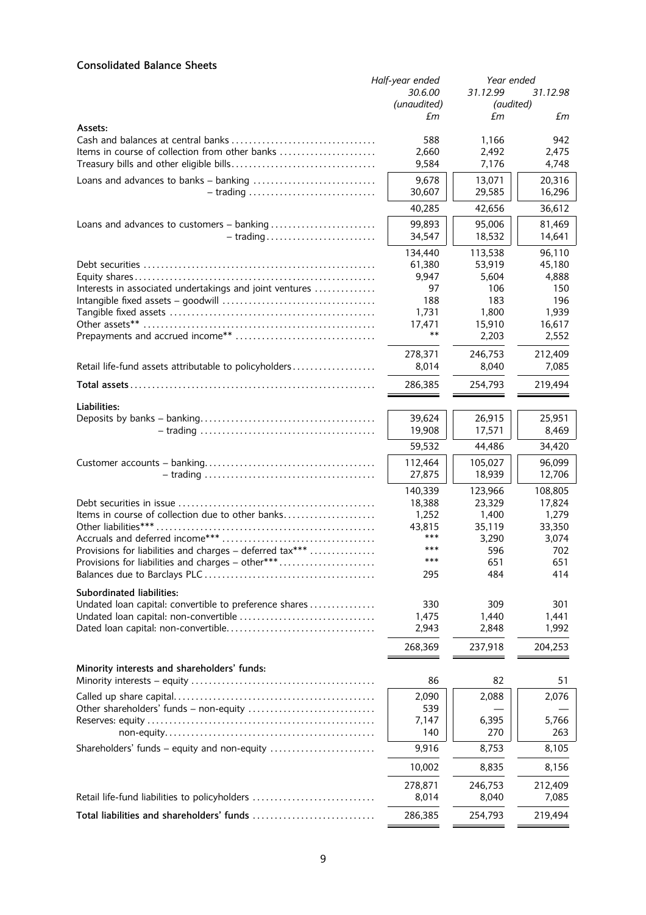### Consolidated Balance Sheets

| | Half-year ended 30.6.00 (unaudited) | Year ended 31.12.99 (audited) | 31.12.98 |
|---|---|---|---|
| | £m | £m | £m |
| **Assets:** | | | |
| Cash and balances at central banks | 588 | 1,166 | 942 |
| Items in course of collection from other banks | 2,660 | 2,492 | 2,475 |
| Treasury bills and other eligible bills | 9,584 | 7,176 | 4,748 |
| Loans and advances to banks – banking | 9,678 | 13,071 | 20,316 |
| – trading | 30,607 | 29,585 | 16,296 |
| | 40,285 | 42,656 | 36,612 |
| Loans and advances to customers – banking | 99,893 | 95,006 | 81,469 |
| – trading | 34,547 | 18,532 | 14,641 |
| | 134,440 | 113,538 | 96,110 |
| Debt securities | 61,380 | 53,919 | 45,180 |
| Equity shares | 9,947 | 5,604 | 4,888 |
| Interests in associated undertakings and joint ventures | 97 | 106 | 150 |
| Intangible fixed assets – goodwill | 188 | 183 | 196 |
| Tangible fixed assets | 1,731 | 1,800 | 1,939 |
| Other assets** | 17,471 | 15,910 | 16,617 |
| Prepayments and accrued income** | ** | 2,203 | 2,552 |
| | 278,371 | 246,753 | 212,409 |
| Retail life-fund assets attributable to policyholders | 8,014 | 8,040 | 7,085 |
| **Total assets** | 286,385 | 254,793 | 219,494 |
| **Liabilities:** | | | |
| Deposits by banks – banking | 39,624 | 26,915 | 25,951 |
| – trading | 19,908 | 17,571 | 8,469 |
| | 59,532 | 44,486 | 34,420 |
| Customer accounts – banking | 112,464 | 105,027 | 96,099 |
| – trading | 27,875 | 18,939 | 12,706 |
| | 140,339 | 123,966 | 108,805 |
| Debt securities in issue | 18,388 | 23,329 | 17,824 |
| Items in course of collection due to other banks | 1,252 | 1,400 | 1,279 |
| Other liabilities*** | 43,815 | 35,119 | 33,350 |
| Accruals and deferred income*** | *** | 3,290 | 3,074 |
| Provisions for liabilities and charges – deferred tax*** | *** | 596 | 702 |
| Provisions for liabilities and charges – other*** | *** | 651 | 651 |
| Balances due to Barclays PLC | 295 | 484 | 414 |
| **Subordinated liabilities:** | | | |
| Undated loan capital: convertible to preference shares | 330 | 309 | 301 |
| Undated loan capital: non-convertible | 1,475 | 1,440 | 1,441 |
| Dated loan capital: non-convertible | 2,943 | 2,848 | 1,992 |
| | 268,369 | 237,918 | 204,253 |
| **Minority interests and shareholders' funds:** | | | |
| Minority interests – equity | 86 | 82 | 51 |
| Called up share capital | 2,090 | 2,088 | 2,076 |
| Other shareholders' funds – non-equity | 539 | — | — |
| Reserves: equity | 7,147 | 6,395 | 5,766 |
| non-equity | 140 | 270 | 263 |
| Shareholders' funds – equity and non-equity | 9,916 | 8,753 | 8,105 |
| | 10,002 | 8,835 | 8,156 |
| | 278,871 | 246,753 | 212,409 |
| Retail life-fund liabilities to policyholders | 8,014 | 8,040 | 7,085 |
| **Total liabilities and shareholders' funds** | 286,385 | 254,793 | 219,494 |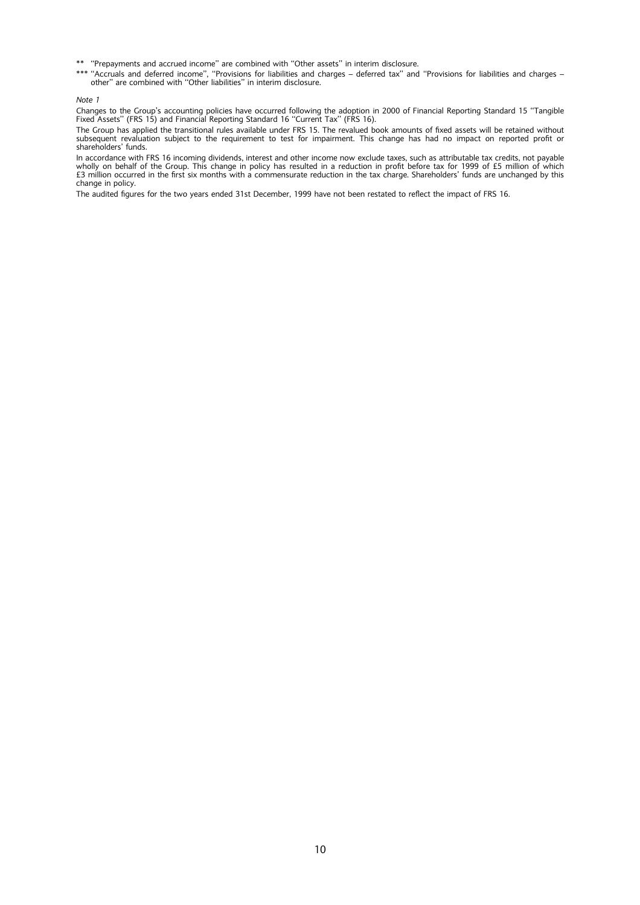** "Prepayments and accrued income" are combined with "Other assets" in interim disclosure.

*** "Accruals and deferred income", "Provisions for liabilities and charges – deferred tax" and "Provisions for liabilities and charges – other" are combined with "Other liabilities" in interim disclosure.

*Note 1*

Changes to the Group's accounting policies have occurred following the adoption in 2000 of Financial Reporting Standard 15 "Tangible Fixed Assets" (FRS 15) and Financial Reporting Standard 16 "Current Tax" (FRS 16).

The Group has applied the transitional rules available under FRS 15. The revalued book amounts of fixed assets will be retained without subsequent revaluation subject to the requirement to test for impairment. This change has had no impact on reported profit or shareholders' funds.

In accordance with FRS 16 incoming dividends, interest and other income now exclude taxes, such as attributable tax credits, not payable wholly on behalf of the Group. This change in policy has resulted in a reduction in profit before tax for 1999 of £5 million of which £3 million occurred in the first six months with a commensurate reduction in the tax charge. Shareholders' funds are unchanged by this change in policy.

The audited figures for the two years ended 31st December, 1999 have not been restated to reflect the impact of FRS 16.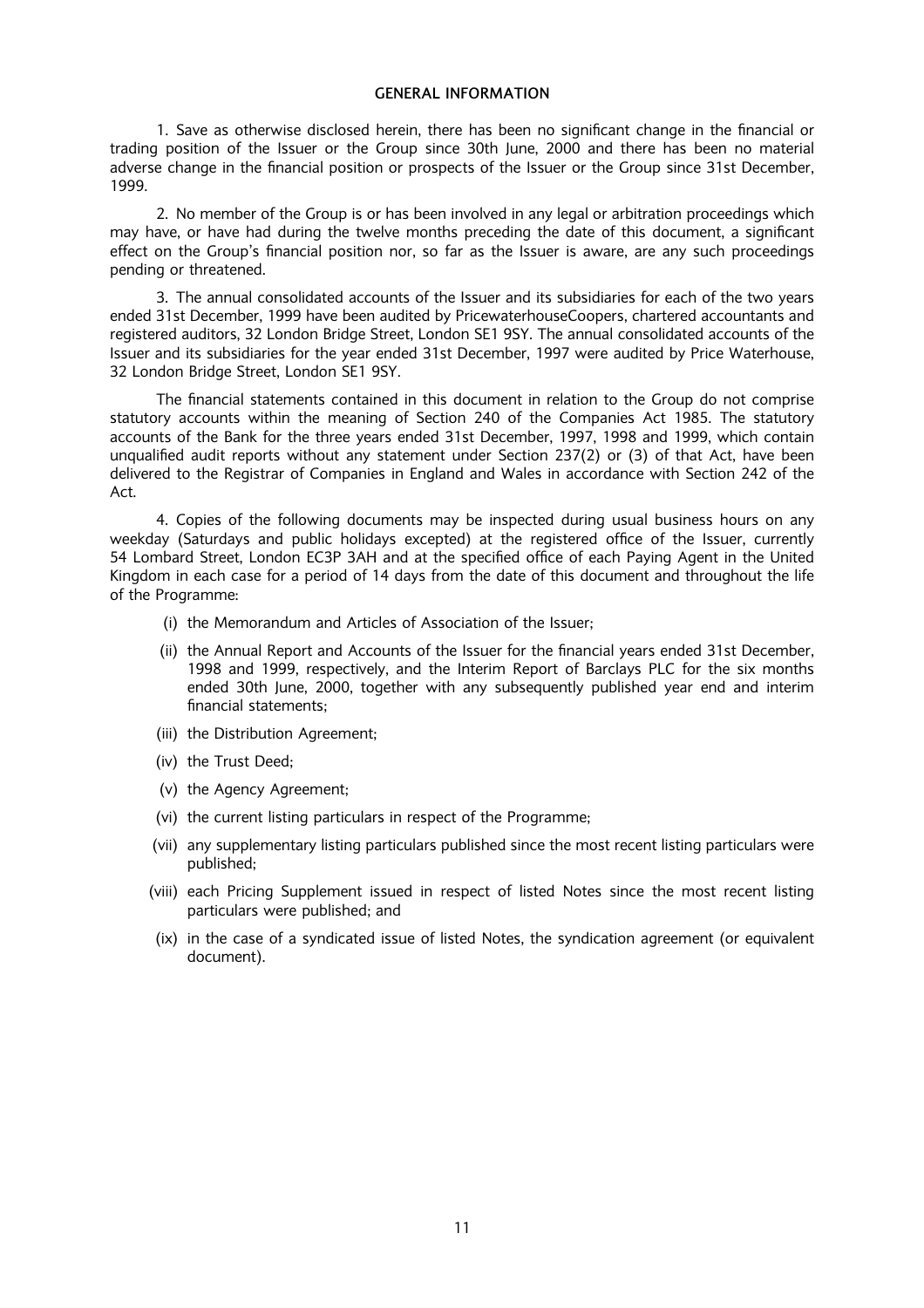## GENERAL INFORMATION

1. Save as otherwise disclosed herein, there has been no significant change in the financial or trading position of the Issuer or the Group since 30th June, 2000 and there has been no material adverse change in the financial position or prospects of the Issuer or the Group since 31st December, 1999.

2. No member of the Group is or has been involved in any legal or arbitration proceedings which may have, or have had during the twelve months preceding the date of this document, a significant effect on the Group's financial position nor, so far as the Issuer is aware, are any such proceedings pending or threatened.

3. The annual consolidated accounts of the Issuer and its subsidiaries for each of the two years ended 31st December, 1999 have been audited by PricewaterhouseCoopers, chartered accountants and registered auditors, 32 London Bridge Street, London SE1 9SY. The annual consolidated accounts of the Issuer and its subsidiaries for the year ended 31st December, 1997 were audited by Price Waterhouse, 32 London Bridge Street, London SE1 9SY.

The financial statements contained in this document in relation to the Group do not comprise statutory accounts within the meaning of Section 240 of the Companies Act 1985. The statutory accounts of the Bank for the three years ended 31st December, 1997, 1998 and 1999, which contain unqualified audit reports without any statement under Section 237(2) or (3) of that Act, have been delivered to the Registrar of Companies in England and Wales in accordance with Section 242 of the Act.

4. Copies of the following documents may be inspected during usual business hours on any weekday (Saturdays and public holidays excepted) at the registered office of the Issuer, currently 54 Lombard Street, London EC3P 3AH and at the specified office of each Paying Agent in the United Kingdom in each case for a period of 14 days from the date of this document and throughout the life of the Programme:

(i) the Memorandum and Articles of Association of the Issuer;

(ii) the Annual Report and Accounts of the Issuer for the financial years ended 31st December, 1998 and 1999, respectively, and the Interim Report of Barclays PLC for the six months ended 30th June, 2000, together with any subsequently published year end and interim financial statements;

(iii) the Distribution Agreement;

(iv) the Trust Deed;

(v) the Agency Agreement;

(vi) the current listing particulars in respect of the Programme;

(vii) any supplementary listing particulars published since the most recent listing particulars were published;

(viii) each Pricing Supplement issued in respect of listed Notes since the most recent listing particulars were published; and

(ix) in the case of a syndicated issue of listed Notes, the syndication agreement (or equivalent document).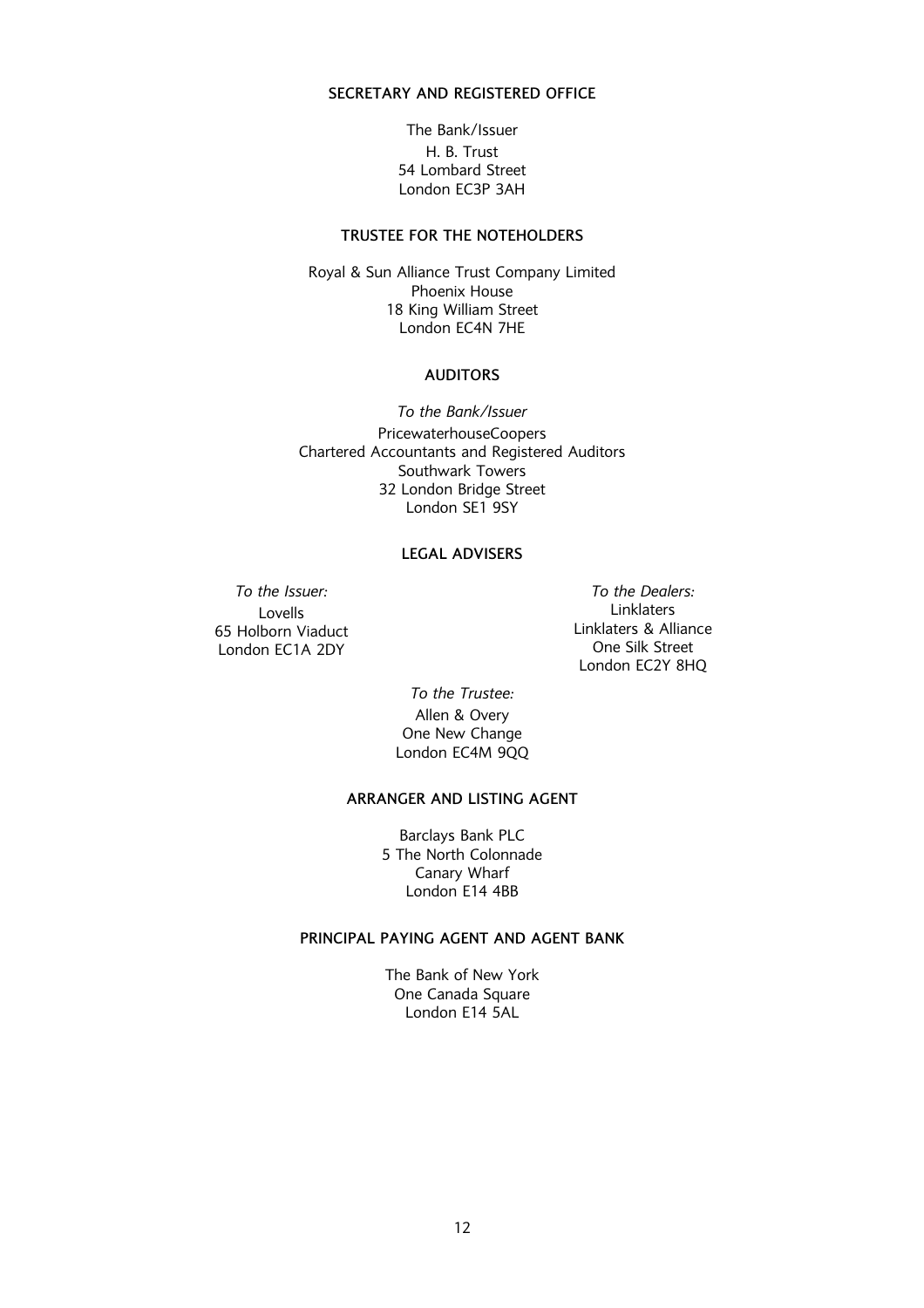## SECRETARY AND REGISTERED OFFICE

The Bank/Issuer
H. B. Trust
54 Lombard Street
London EC3P 3AH

## TRUSTEE FOR THE NOTEHOLDERS

Royal & Sun Alliance Trust Company Limited
Phoenix House
18 King William Street
London EC4N 7HE

## AUDITORS

*To the Bank/Issuer*
PricewaterhouseCoopers
Chartered Accountants and Registered Auditors
Southwark Towers
32 London Bridge Street
London SE1 9SY

## LEGAL ADVISERS

*To the Issuer:*
Lovells
65 Holborn Viaduct
London EC1A 2DY

*To the Dealers:*
Linklaters
Linklaters & Alliance
One Silk Street
London EC2Y 8HQ

*To the Trustee:*
Allen & Overy
One New Change
London EC4M 9QQ

## ARRANGER AND LISTING AGENT

Barclays Bank PLC
5 The North Colonnade
Canary Wharf
London E14 4BB

## PRINCIPAL PAYING AGENT AND AGENT BANK

The Bank of New York
One Canada Square
London E14 5AL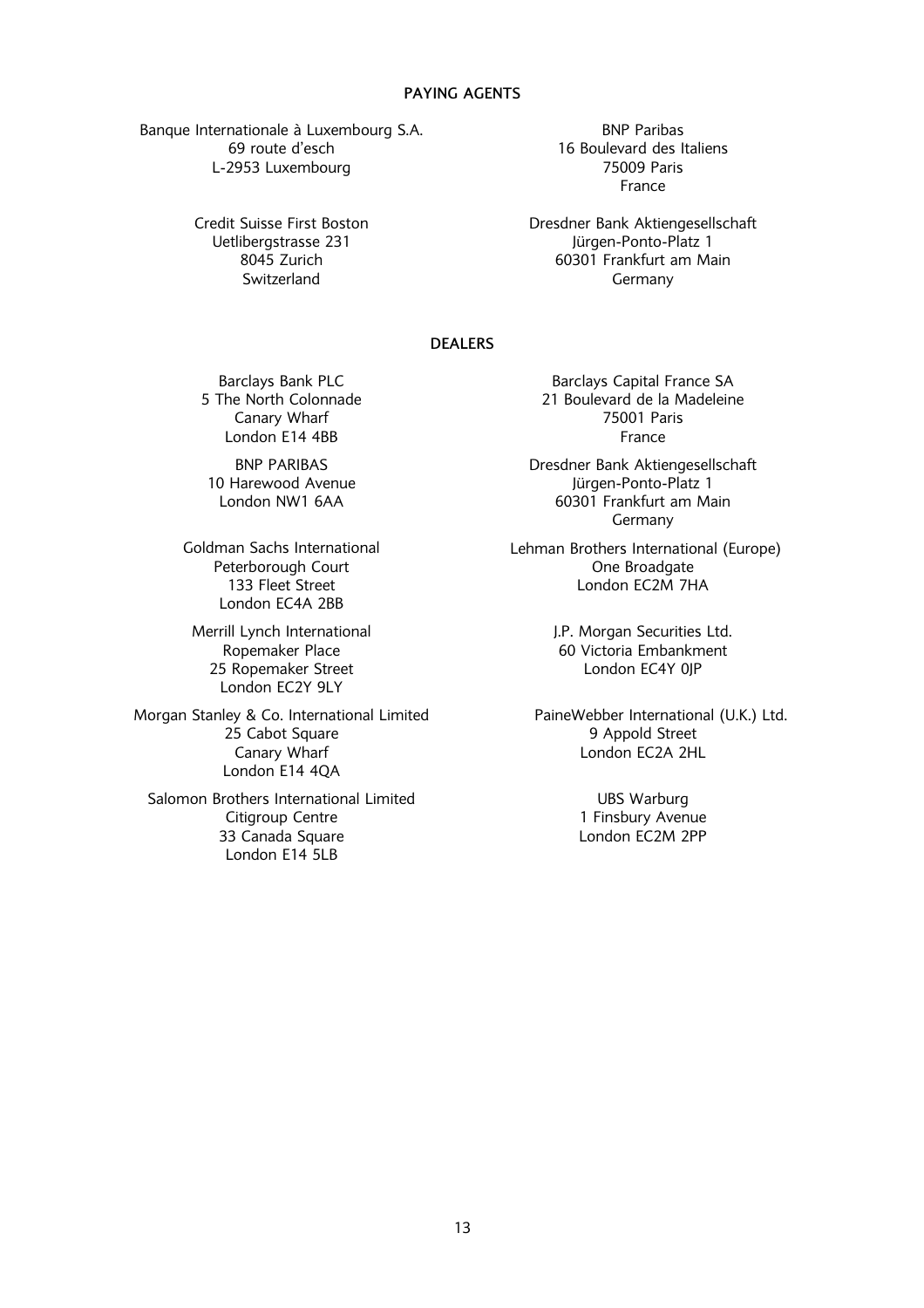## PAYING AGENTS

Banque Internationale à Luxembourg S.A.
69 route d'esch
L-2953 Luxembourg

BNP Paribas
16 Boulevard des Italiens
75009 Paris
France

Credit Suisse First Boston
Uetlibergstrasse 231
8045 Zurich
Switzerland

Dresdner Bank Aktiengesellschaft
Jürgen-Ponto-Platz 1
60301 Frankfurt am Main
Germany

## DEALERS

Barclays Bank PLC
5 The North Colonnade
Canary Wharf
London E14 4BB

Barclays Capital France SA
21 Boulevard de la Madeleine
75001 Paris
France

BNP PARIBAS
10 Harewood Avenue
London NW1 6AA

Dresdner Bank Aktiengesellschaft
Jürgen-Ponto-Platz 1
60301 Frankfurt am Main
Germany

Goldman Sachs International
Peterborough Court
133 Fleet Street
London EC4A 2BB

Lehman Brothers International (Europe)
One Broadgate
London EC2M 7HA

Merrill Lynch International
Ropemaker Place
25 Ropemaker Street
London EC2Y 9LY

J.P. Morgan Securities Ltd.
60 Victoria Embankment
London EC4Y 0JP

Morgan Stanley & Co. International Limited
25 Cabot Square
Canary Wharf
London E14 4QA

PaineWebber International (U.K.) Ltd.
9 Appold Street
London EC2A 2HL

Salomon Brothers International Limited
Citigroup Centre
33 Canada Square
London E14 5LB

UBS Warburg
1 Finsbury Avenue
London EC2M 2PP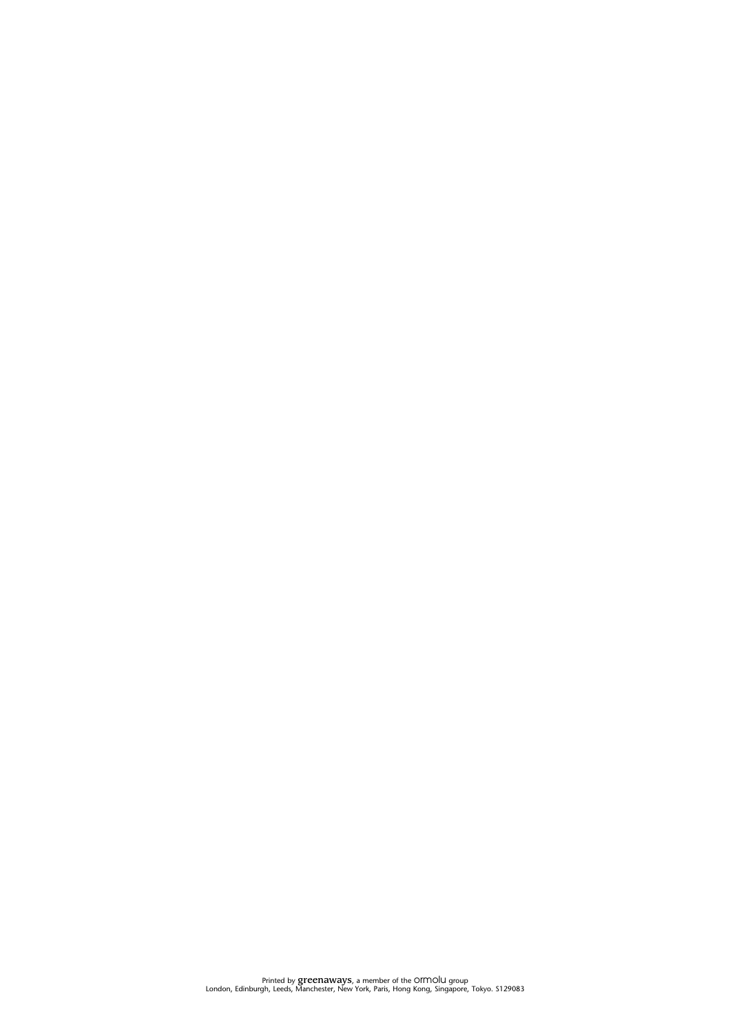Printed by greenaways, a member of the ormolu group
London, Edinburgh, Leeds, Manchester, New York, Paris, Hong Kong, Singapore, Tokyo. S129083